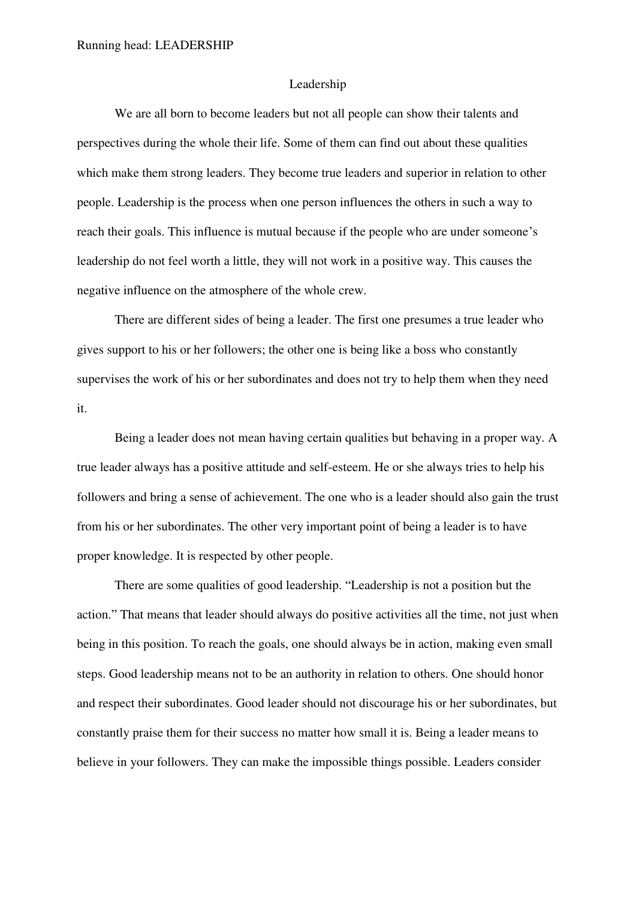# Leadership

We are all born to become leaders but not all people can show their talents and perspectives during the whole their life. Some of them can find out about these qualities which make them strong leaders. They become true leaders and superior in relation to other people. Leadership is the process when one person influences the others in such a way to reach their goals. This influence is mutual because if the people who are under someone's leadership do not feel worth a little, they will not work in a positive way. This causes the negative influence on the atmosphere of the whole crew.

There are different sides of being a leader. The first one presumes a true leader who gives support to his or her followers; the other one is being like a boss who constantly supervises the work of his or her subordinates and does not try to help them when they need it.

Being a leader does not mean having certain qualities but behaving in a proper way. A true leader always has a positive attitude and self-esteem. He or she always tries to help his followers and bring a sense of achievement. The one who is a leader should also gain the trust from his or her subordinates. The other very important point of being a leader is to have proper knowledge. It is respected by other people.

There are some qualities of good leadership. "Leadership is not a position but the action." That means that leader should always do positive activities all the time, not just when being in this position. To reach the goals, one should always be in action, making even small steps. Good leadership means not to be an authority in relation to others. One should honor and respect their subordinates. Good leader should not discourage his or her subordinates, but constantly praise them for their success no matter how small it is. Being a leader means to believe in your followers. They can make the impossible things possible. Leaders consider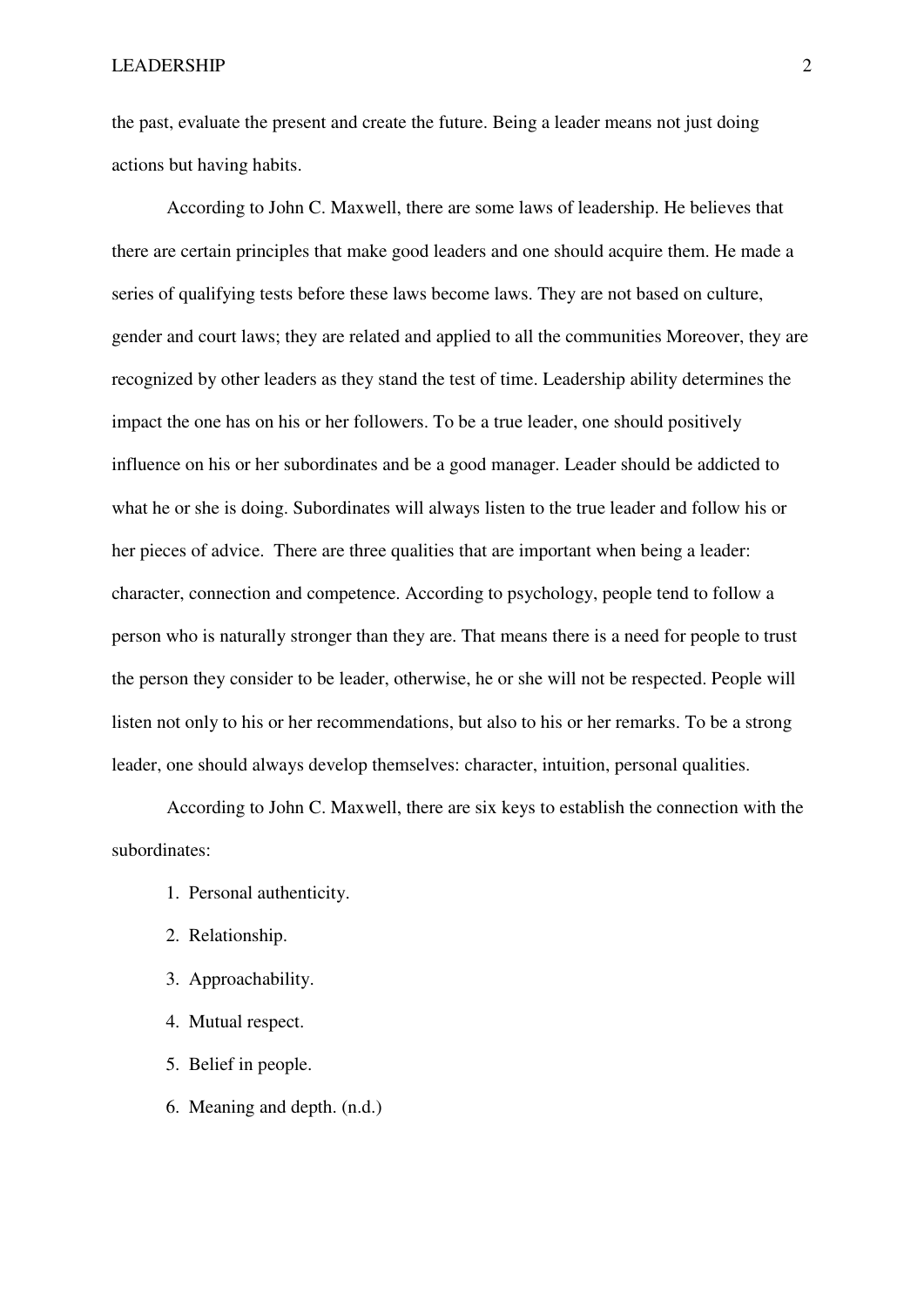the past, evaluate the present and create the future. Being a leader means not just doing actions but having habits.

According to John C. Maxwell, there are some laws of leadership. He believes that there are certain principles that make good leaders and one should acquire them. He made a series of qualifying tests before these laws become laws. They are not based on culture, gender and court laws; they are related and applied to all the communities Moreover, they are recognized by other leaders as they stand the test of time. Leadership ability determines the impact the one has on his or her followers. To be a true leader, one should positively influence on his or her subordinates and be a good manager. Leader should be addicted to what he or she is doing. Subordinates will always listen to the true leader and follow his or her pieces of advice. There are three qualities that are important when being a leader: character, connection and competence. According to psychology, people tend to follow a person who is naturally stronger than they are. That means there is a need for people to trust the person they consider to be leader, otherwise, he or she will not be respected. People will listen not only to his or her recommendations, but also to his or her remarks. To be a strong leader, one should always develop themselves: character, intuition, personal qualities.

According to John C. Maxwell, there are six keys to establish the connection with the subordinates:

1. Personal authenticity.
2. Relationship.
3. Approachability.
4. Mutual respect.
5. Belief in people.
6. Meaning and depth. (n.d.)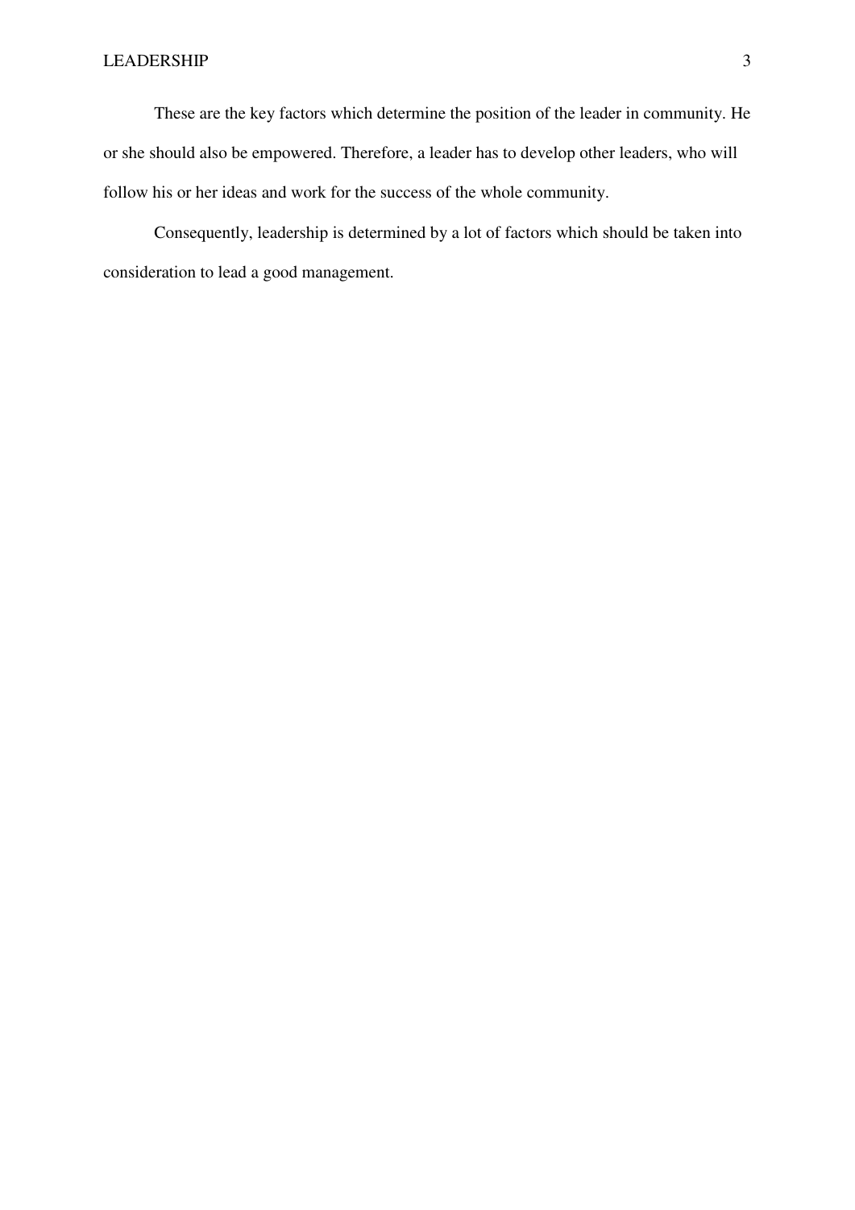These are the key factors which determine the position of the leader in community. He or she should also be empowered. Therefore, a leader has to develop other leaders, who will follow his or her ideas and work for the success of the whole community.

Consequently, leadership is determined by a lot of factors which should be taken into consideration to lead a good management.